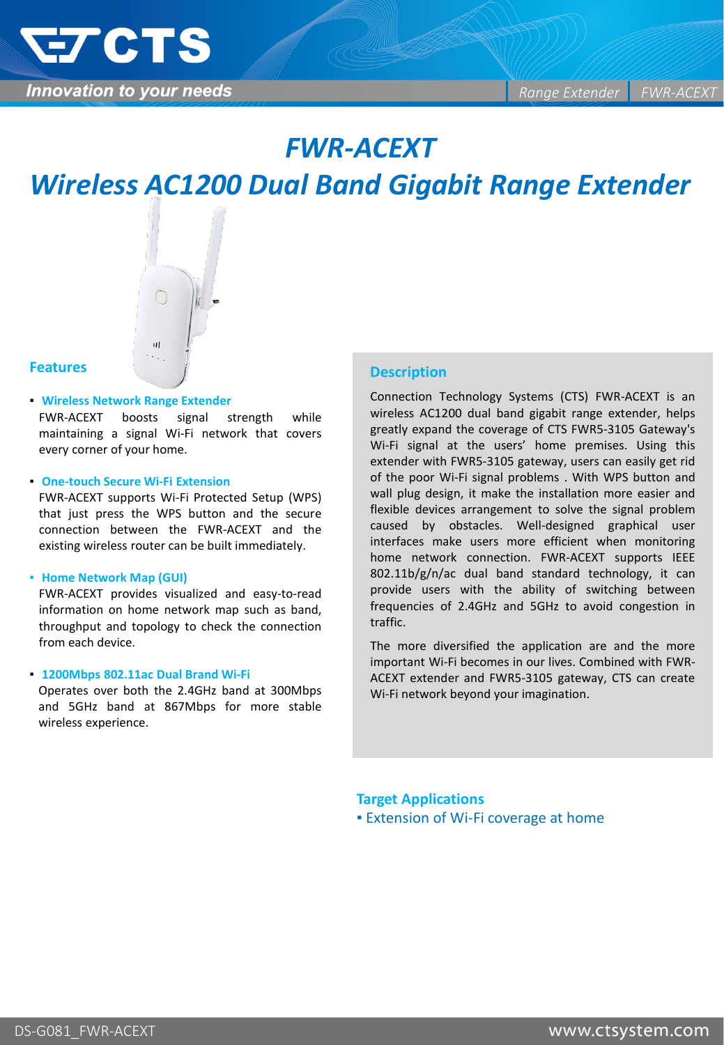# FWR-ACEXT

# Wireless AC1200 Dual Band Gigabit Range Extender

## Features

- **Wireless Network Range Extender**
  FWR-ACEXT boosts signal strength while maintaining a signal Wi-Fi network that covers every corner of your home.

- **One-touch Secure Wi-Fi Extension**
  FWR-ACEXT supports Wi-Fi Protected Setup (WPS) that just press the WPS button and the secure connection between the FWR-ACEXT and the existing wireless router can be built immediately.

- **Home Network Map (GUI)**
  FWR-ACEXT provides visualized and easy-to-read information on home network map such as band, throughput and topology to check the connection from each device.

- **1200Mbps 802.11ac Dual Brand Wi-Fi**
  Operates over both the 2.4GHz band at 300Mbps and 5GHz band at 867Mbps for more stable wireless experience.

## Description

Connection Technology Systems (CTS) FWR-ACEXT is an wireless AC1200 dual band gigabit range extender, helps greatly expand the coverage of CTS FWR5-3105 Gateway's Wi-Fi signal at the users' home premises. Using this extender with FWR5-3105 gateway, users can easily get rid of the poor Wi-Fi signal problems . With WPS button and wall plug design, it make the installation more easier and flexible devices arrangement to solve the signal problem caused by obstacles. Well-designed graphical user interfaces make users more efficient when monitoring home network connection. FWR-ACEXT supports IEEE 802.11b/g/n/ac dual band standard technology, it can provide users with the ability of switching between frequencies of 2.4GHz and 5GHz to avoid congestion in traffic.

The more diversified the application are and the more important Wi-Fi becomes in our lives. Combined with FWR-ACEXT extender and FWR5-3105 gateway, CTS can create Wi-Fi network beyond your imagination.

## Target Applications

- Extension of Wi-Fi coverage at home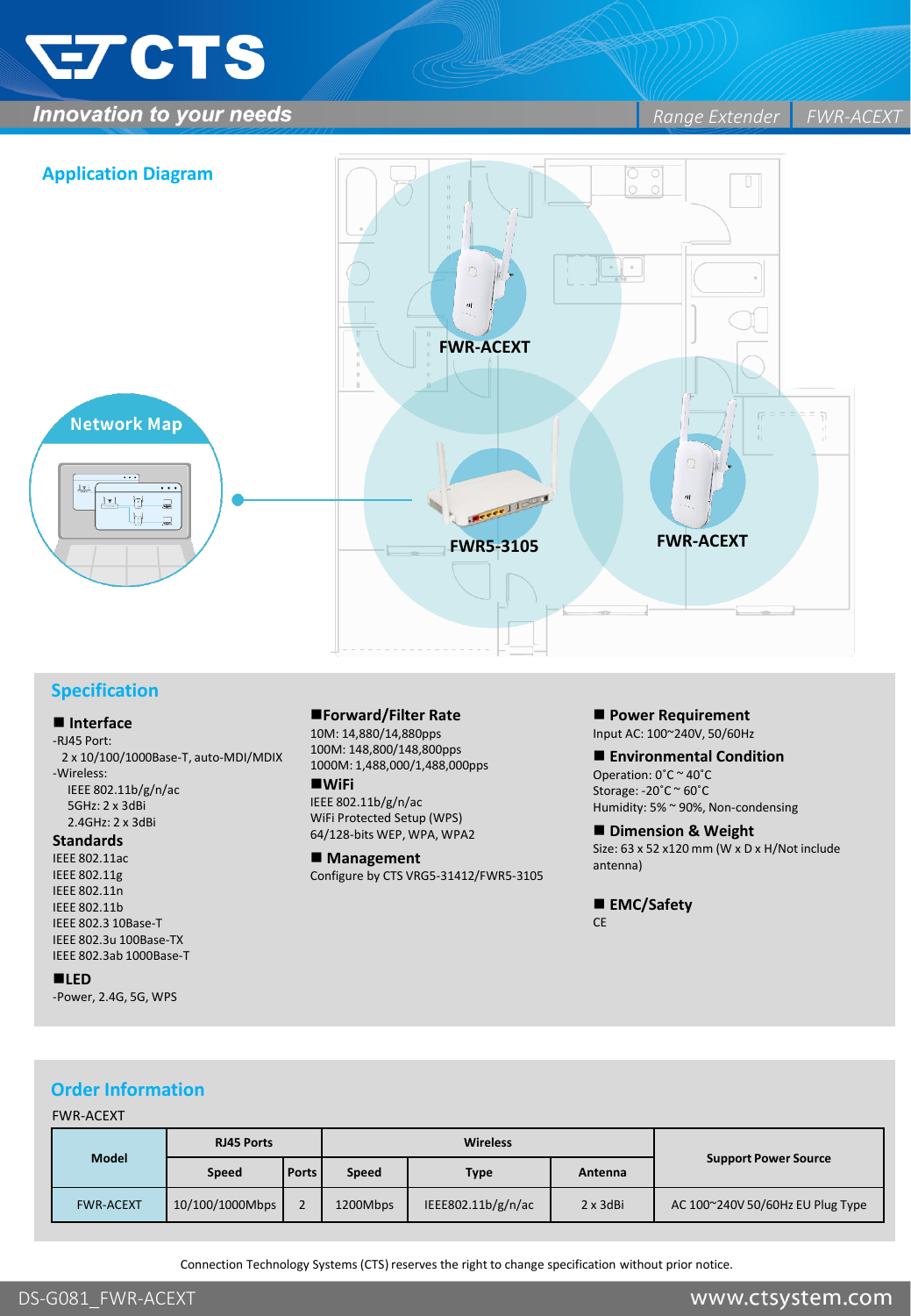## Application Diagram

Network Map

FWR-ACEXT

FWR5-3105

FWR-ACEXT

## Specification

**■ Interface**

-RJ45 Port:

2 x 10/100/1000Base-T, auto-MDI/MDIX

-Wireless:

IEEE 802.11b/g/n/ac

5GHz: 2 x 3dBi

2.4GHz: 2 x 3dBi

**Standards**

IEEE 802.11ac

IEEE 802.11g

IEEE 802.11n

IEEE 802.11b

IEEE 802.3 10Base-T

IEEE 802.3u 100Base-TX

IEEE 802.3ab 1000Base-T

**■LED**

-Power, 2.4G, 5G, WPS

**■Forward/Filter Rate**

10M: 14,880/14,880pps

100M: 148,800/148,800pps

1000M: 1,488,000/1,488,000pps

**■WiFi**

IEEE 802.11b/g/n/ac

WiFi Protected Setup (WPS)

64/128-bits WEP, WPA, WPA2

**■ Management**

Configure by CTS VRG5-31412/FWR5-3105

**■ Power Requirement**

Input AC: 100~240V, 50/60Hz

**■ Environmental Condition**

Operation: 0˚C ~ 40˚C

Storage: -20˚C ~ 60˚C

Humidity: 5% ~ 90%, Non-condensing

**■ Dimension & Weight**

Size: 63 x 52 x120 mm (W x D x H/Not include antenna)

**■ EMC/Safety**

CE

## Order Information

FWR-ACEXT

| Model | RJ45 Ports | | Wireless | | | Support Power Source |
|---|---|---|---|---|---|---|
| | Speed | Ports | Speed | Type | Antenna | |
| FWR-ACEXT | 10/100/1000Mbps | 2 | 1200Mbps | IEEE802.11b/g/n/ac | 2 x 3dBi | AC 100~240V 50/60Hz EU Plug Type |

Connection Technology Systems (CTS) reserves the right to change specification without prior notice.